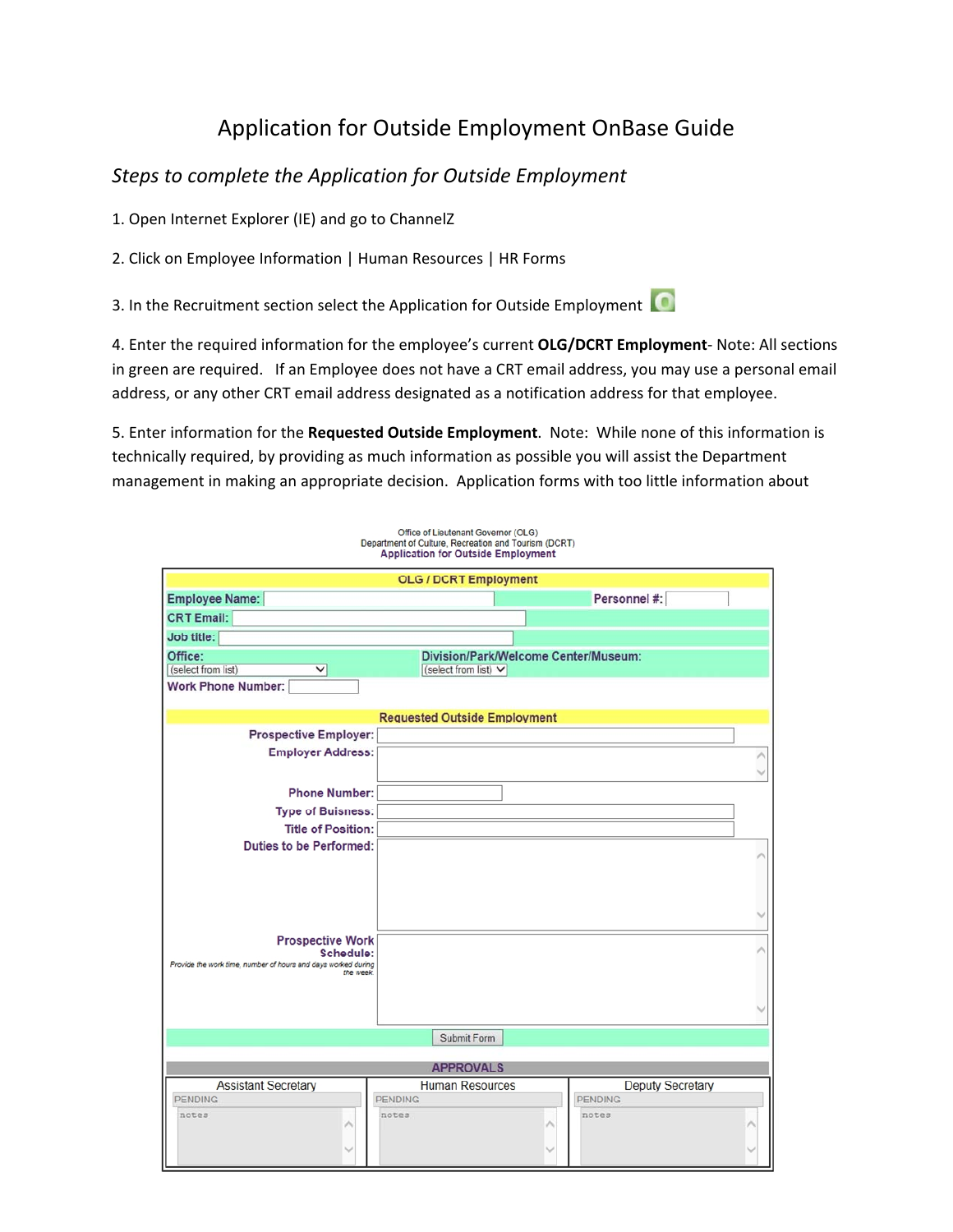# Application for Outside Employment OnBase Guide

## *Steps to complete the Application for Outside Employment*

1. Open Internet Explorer (IE) and go to ChannelZ

2. Click on Employee Information | Human Resources | HR Forms

3. In the Recruitment section select the Application for Outside Employment

4. Enter the required information for the employee's current **OLG/DCRT Employment**- Note: All sections in green are required. If an Employee does not have a CRT email address, you may use a personal email address, or any other CRT email address designated as a notification address for that employee.

5. Enter information for the **Requested Outside Employment**. Note: While none of this information is technically required, by providing as much information as possible you will assist the Department management in making an appropriate decision. Application forms with too little information about

Office of Lieutenant Governor (OLG)
Department of Culture, Recreation and Tourism (DCRT)
**Application for Outside Employment**

**OLG / DCRT Employment**

Employee Name: ______ Personnel #: ______

CRT Email: ______

Job title: ______

Office: (select from list) Division/Park/Welcome Center/Museum: (select from list)

Work Phone Number: ______

**Requested Outside Employment**

Prospective Employer: ______

Employer Address: ______

Phone Number: ______

Type of Buisness: ______

Title of Position: ______

Duties to be Performed: ______

Prospective Work Schedule: ______
*Provide the work time, number of hours and days worked during the week*

Submit Form

**APPROVALS**

| Assistant Secretary | Human Resources | Deputy Secretary |
|---|---|---|
| PENDING | PENDING | PENDING |
| notes | notes | notes |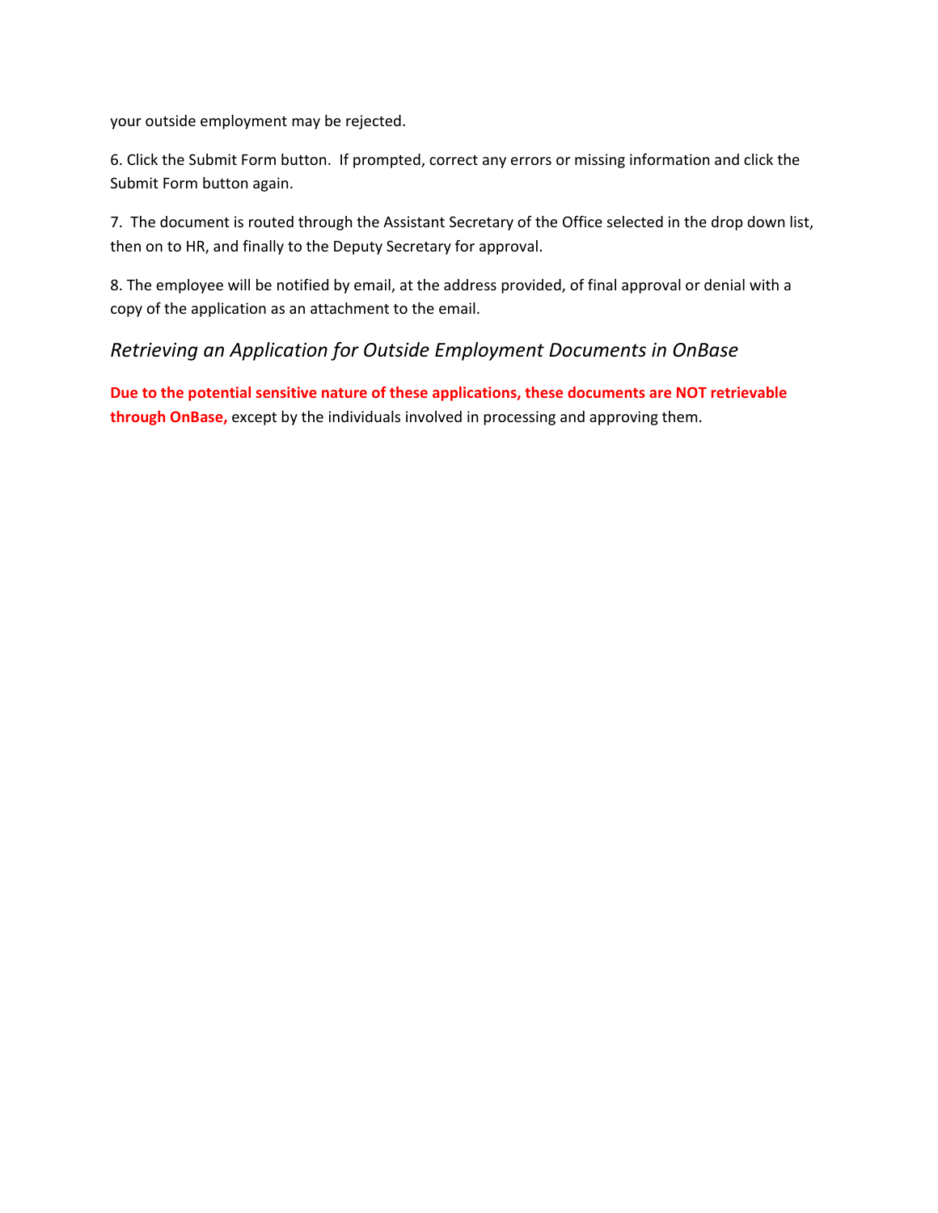your outside employment may be rejected.

6. Click the Submit Form button. If prompted, correct any errors or missing information and click the Submit Form button again.

7. The document is routed through the Assistant Secretary of the Office selected in the drop down list, then on to HR, and finally to the Deputy Secretary for approval.

8. The employee will be notified by email, at the address provided, of final approval or denial with a copy of the application as an attachment to the email.

## *Retrieving an Application for Outside Employment Documents in OnBase*

**Due to the potential sensitive nature of these applications, these documents are NOT retrievable through OnBase,** except by the individuals involved in processing and approving them.